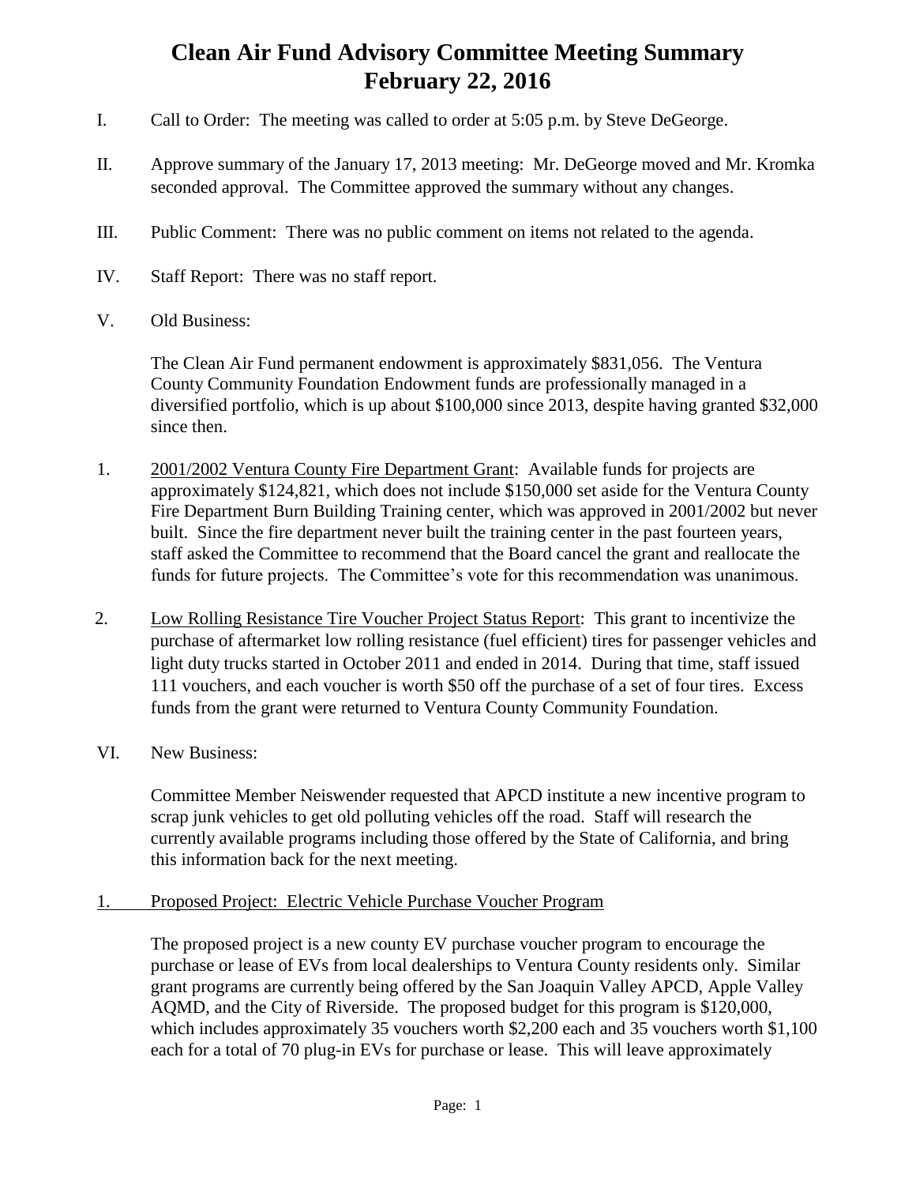# Clean Air Fund Advisory Committee Meeting Summary
# February 22, 2016

I. Call to Order: The meeting was called to order at 5:05 p.m. by Steve DeGeorge.

II. Approve summary of the January 17, 2013 meeting: Mr. DeGeorge moved and Mr. Kromka seconded approval. The Committee approved the summary without any changes.

III. Public Comment: There was no public comment on items not related to the agenda.

IV. Staff Report: There was no staff report.

V. Old Business:

The Clean Air Fund permanent endowment is approximately $831,056. The Ventura County Community Foundation Endowment funds are professionally managed in a diversified portfolio, which is up about $100,000 since 2013, despite having granted $32,000 since then.

1. <u>2001/2002 Ventura County Fire Department Grant</u>: Available funds for projects are approximately $124,821, which does not include $150,000 set aside for the Ventura County Fire Department Burn Building Training center, which was approved in 2001/2002 but never built. Since the fire department never built the training center in the past fourteen years, staff asked the Committee to recommend that the Board cancel the grant and reallocate the funds for future projects. The Committee's vote for this recommendation was unanimous.

2. <u>Low Rolling Resistance Tire Voucher Project Status Report</u>: This grant to incentivize the purchase of aftermarket low rolling resistance (fuel efficient) tires for passenger vehicles and light duty trucks started in October 2011 and ended in 2014. During that time, staff issued 111 vouchers, and each voucher is worth $50 off the purchase of a set of four tires. Excess funds from the grant were returned to Ventura County Community Foundation.

VI. New Business:

Committee Member Neiswender requested that APCD institute a new incentive program to scrap junk vehicles to get old polluting vehicles off the road. Staff will research the currently available programs including those offered by the State of California, and bring this information back for the next meeting.

1. <u>Proposed Project: Electric Vehicle Purchase Voucher Program</u>

The proposed project is a new county EV purchase voucher program to encourage the purchase or lease of EVs from local dealerships to Ventura County residents only. Similar grant programs are currently being offered by the San Joaquin Valley APCD, Apple Valley AQMD, and the City of Riverside. The proposed budget for this program is $120,000, which includes approximately 35 vouchers worth $2,200 each and 35 vouchers worth $1,100 each for a total of 70 plug-in EVs for purchase or lease. This will leave approximately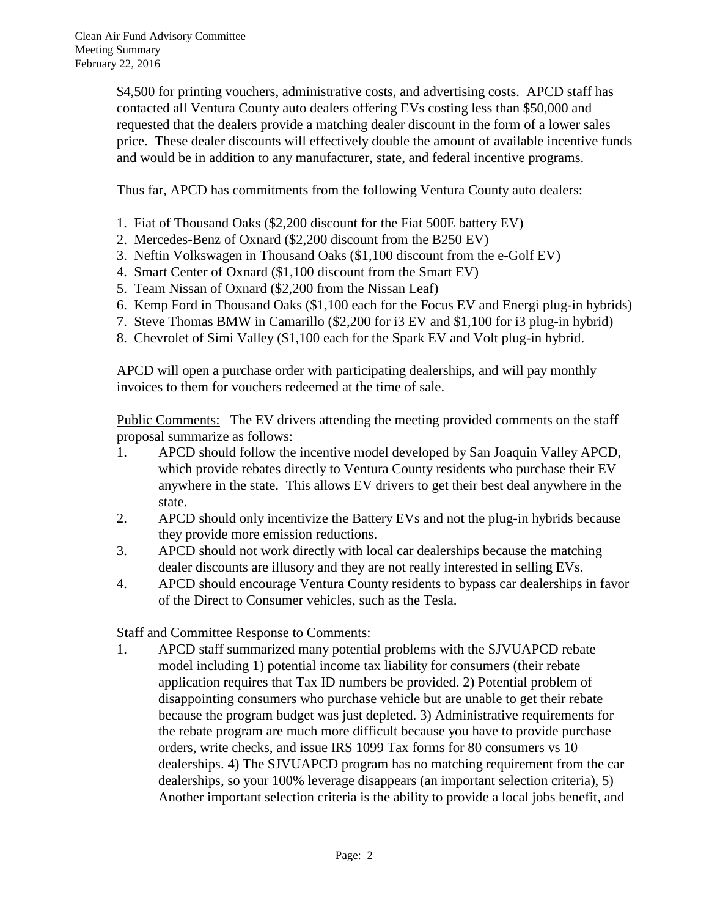$4,500 for printing vouchers, administrative costs, and advertising costs. APCD staff has contacted all Ventura County auto dealers offering EVs costing less than $50,000 and requested that the dealers provide a matching dealer discount in the form of a lower sales price. These dealer discounts will effectively double the amount of available incentive funds and would be in addition to any manufacturer, state, and federal incentive programs.

Thus far, APCD has commitments from the following Ventura County auto dealers:

1. Fiat of Thousand Oaks ($2,200 discount for the Fiat 500E battery EV)
2. Mercedes-Benz of Oxnard ($2,200 discount from the B250 EV)
3. Neftin Volkswagen in Thousand Oaks ($1,100 discount from the e-Golf EV)
4. Smart Center of Oxnard ($1,100 discount from the Smart EV)
5. Team Nissan of Oxnard ($2,200 from the Nissan Leaf)
6. Kemp Ford in Thousand Oaks ($1,100 each for the Focus EV and Energi plug-in hybrids)
7. Steve Thomas BMW in Camarillo ($2,200 for i3 EV and $1,100 for i3 plug-in hybrid)
8. Chevrolet of Simi Valley ($1,100 each for the Spark EV and Volt plug-in hybrid.

APCD will open a purchase order with participating dealerships, and will pay monthly invoices to them for vouchers redeemed at the time of sale.

Public Comments: The EV drivers attending the meeting provided comments on the staff proposal summarize as follows:

1. APCD should follow the incentive model developed by San Joaquin Valley APCD, which provide rebates directly to Ventura County residents who purchase their EV anywhere in the state. This allows EV drivers to get their best deal anywhere in the state.
2. APCD should only incentivize the Battery EVs and not the plug-in hybrids because they provide more emission reductions.
3. APCD should not work directly with local car dealerships because the matching dealer discounts are illusory and they are not really interested in selling EVs.
4. APCD should encourage Ventura County residents to bypass car dealerships in favor of the Direct to Consumer vehicles, such as the Tesla.

Staff and Committee Response to Comments:

1. APCD staff summarized many potential problems with the SJVUAPCD rebate model including 1) potential income tax liability for consumers (their rebate application requires that Tax ID numbers be provided. 2) Potential problem of disappointing consumers who purchase vehicle but are unable to get their rebate because the program budget was just depleted. 3) Administrative requirements for the rebate program are much more difficult because you have to provide purchase orders, write checks, and issue IRS 1099 Tax forms for 80 consumers vs 10 dealerships. 4) The SJVUAPCD program has no matching requirement from the car dealerships, so your 100% leverage disappears (an important selection criteria), 5) Another important selection criteria is the ability to provide a local jobs benefit, and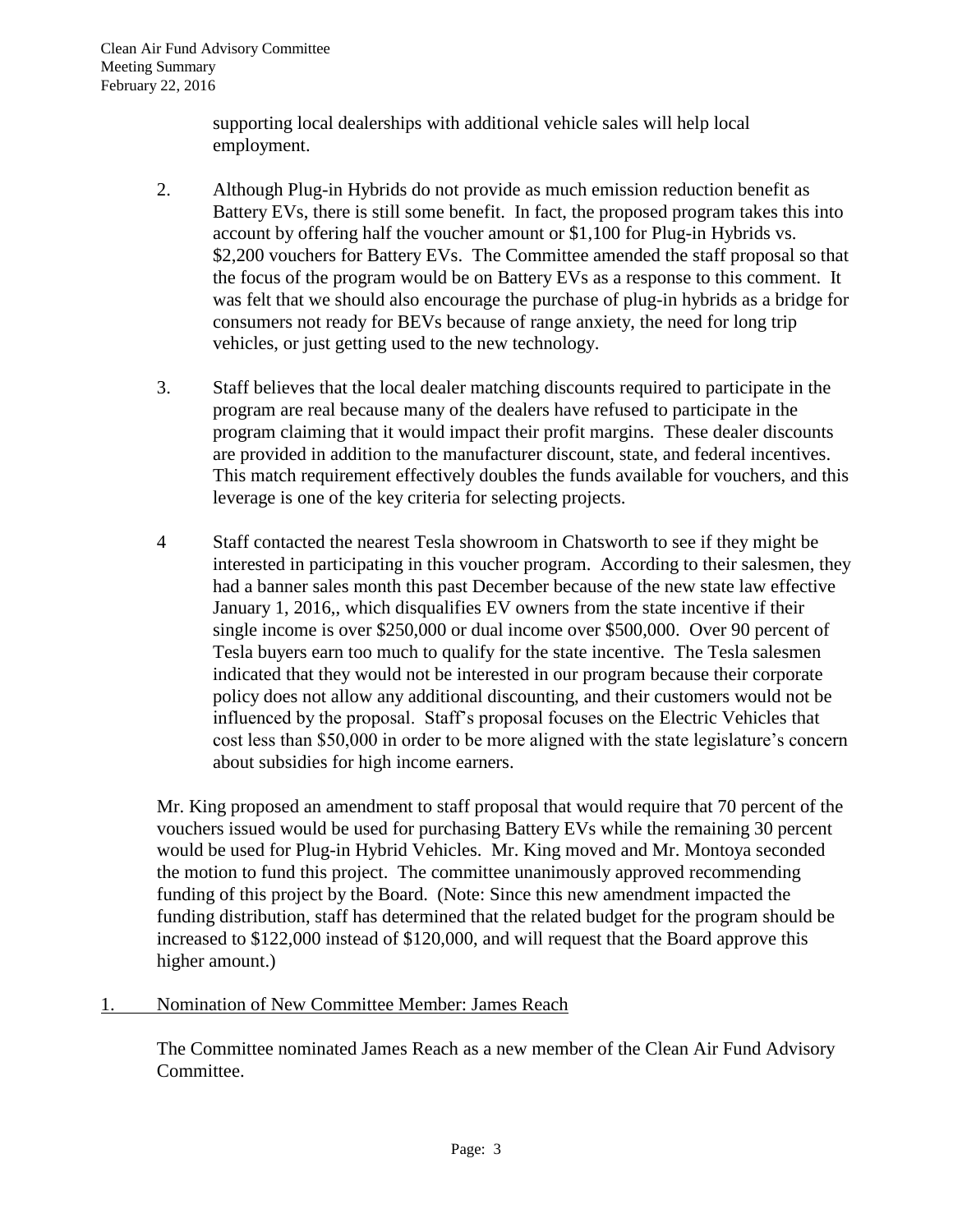supporting local dealerships with additional vehicle sales will help local employment.

2. Although Plug-in Hybrids do not provide as much emission reduction benefit as Battery EVs, there is still some benefit. In fact, the proposed program takes this into account by offering half the voucher amount or $1,100 for Plug-in Hybrids vs. $2,200 vouchers for Battery EVs. The Committee amended the staff proposal so that the focus of the program would be on Battery EVs as a response to this comment. It was felt that we should also encourage the purchase of plug-in hybrids as a bridge for consumers not ready for BEVs because of range anxiety, the need for long trip vehicles, or just getting used to the new technology.

3. Staff believes that the local dealer matching discounts required to participate in the program are real because many of the dealers have refused to participate in the program claiming that it would impact their profit margins. These dealer discounts are provided in addition to the manufacturer discount, state, and federal incentives. This match requirement effectively doubles the funds available for vouchers, and this leverage is one of the key criteria for selecting projects.

4 Staff contacted the nearest Tesla showroom in Chatsworth to see if they might be interested in participating in this voucher program. According to their salesmen, they had a banner sales month this past December because of the new state law effective January 1, 2016,, which disqualifies EV owners from the state incentive if their single income is over $250,000 or dual income over $500,000. Over 90 percent of Tesla buyers earn too much to qualify for the state incentive. The Tesla salesmen indicated that they would not be interested in our program because their corporate policy does not allow any additional discounting, and their customers would not be influenced by the proposal. Staff's proposal focuses on the Electric Vehicles that cost less than $50,000 in order to be more aligned with the state legislature's concern about subsidies for high income earners.

Mr. King proposed an amendment to staff proposal that would require that 70 percent of the vouchers issued would be used for purchasing Battery EVs while the remaining 30 percent would be used for Plug-in Hybrid Vehicles. Mr. King moved and Mr. Montoya seconded the motion to fund this project. The committee unanimously approved recommending funding of this project by the Board. (Note: Since this new amendment impacted the funding distribution, staff has determined that the related budget for the program should be increased to $122,000 instead of $120,000, and will request that the Board approve this higher amount.)

1. <u>Nomination of New Committee Member: James Reach</u>

The Committee nominated James Reach as a new member of the Clean Air Fund Advisory Committee.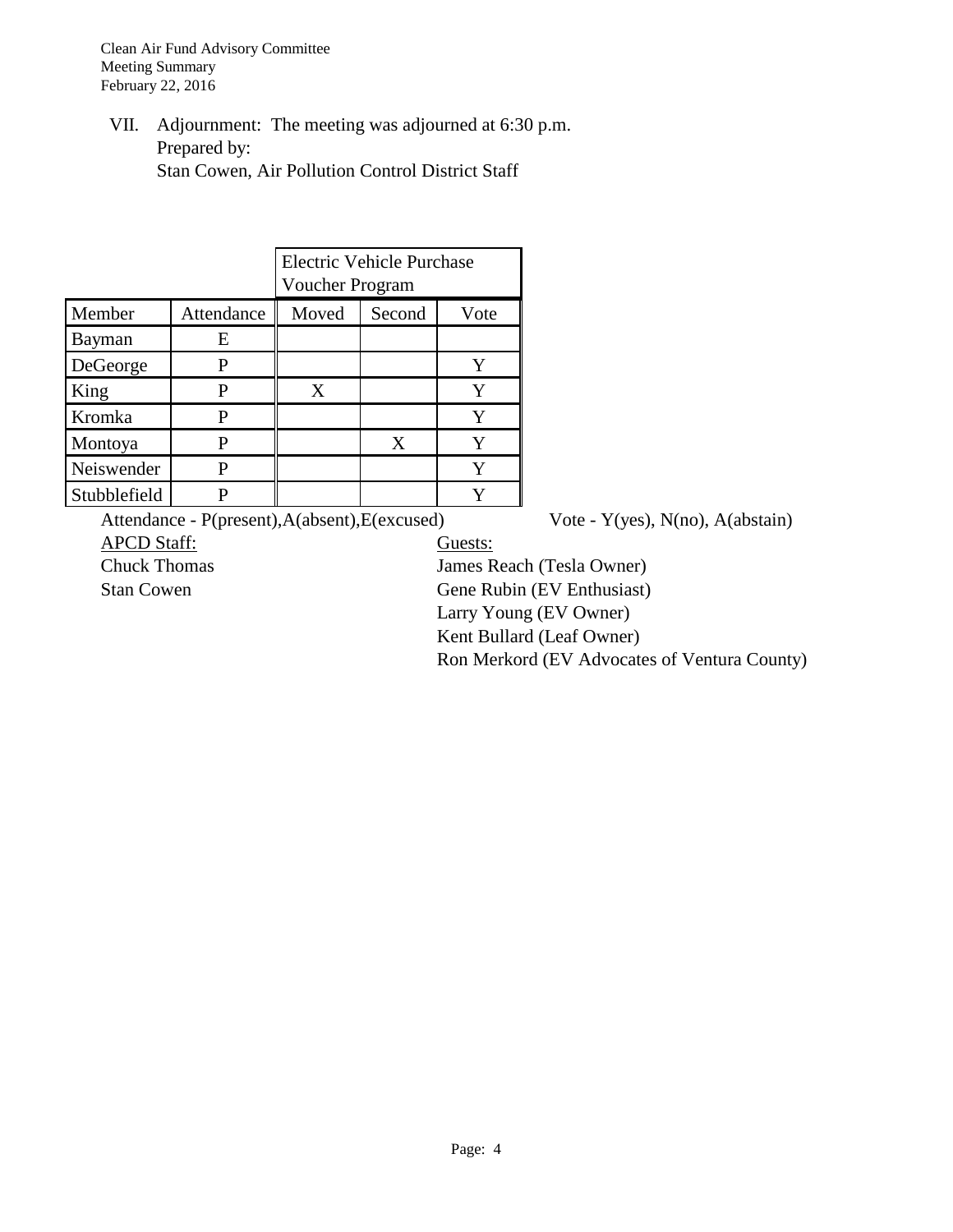VII. Adjournment: The meeting was adjourned at 6:30 p.m.
Prepared by:
Stan Cowen, Air Pollution Control District Staff

| | | Electric Vehicle Purchase Voucher Program | | |
|---|---|---|---|---|
| Member | Attendance | Moved | Second | Vote |
| Bayman | E | | | |
| DeGeorge | P | | | Y |
| King | P | X | | Y |
| Kromka | P | | | Y |
| Montoya | P | | X | Y |
| Neiswender | P | | | Y |
| Stubblefield | P | | | Y |

Attendance - P(present),A(absent),E(excused)

Vote - Y(yes), N(no), A(abstain)

APCD Staff:
Chuck Thomas
Stan Cowen

Guests:
James Reach (Tesla Owner)
Gene Rubin (EV Enthusiast)
Larry Young (EV Owner)
Kent Bullard (Leaf Owner)
Ron Merkord (EV Advocates of Ventura County)